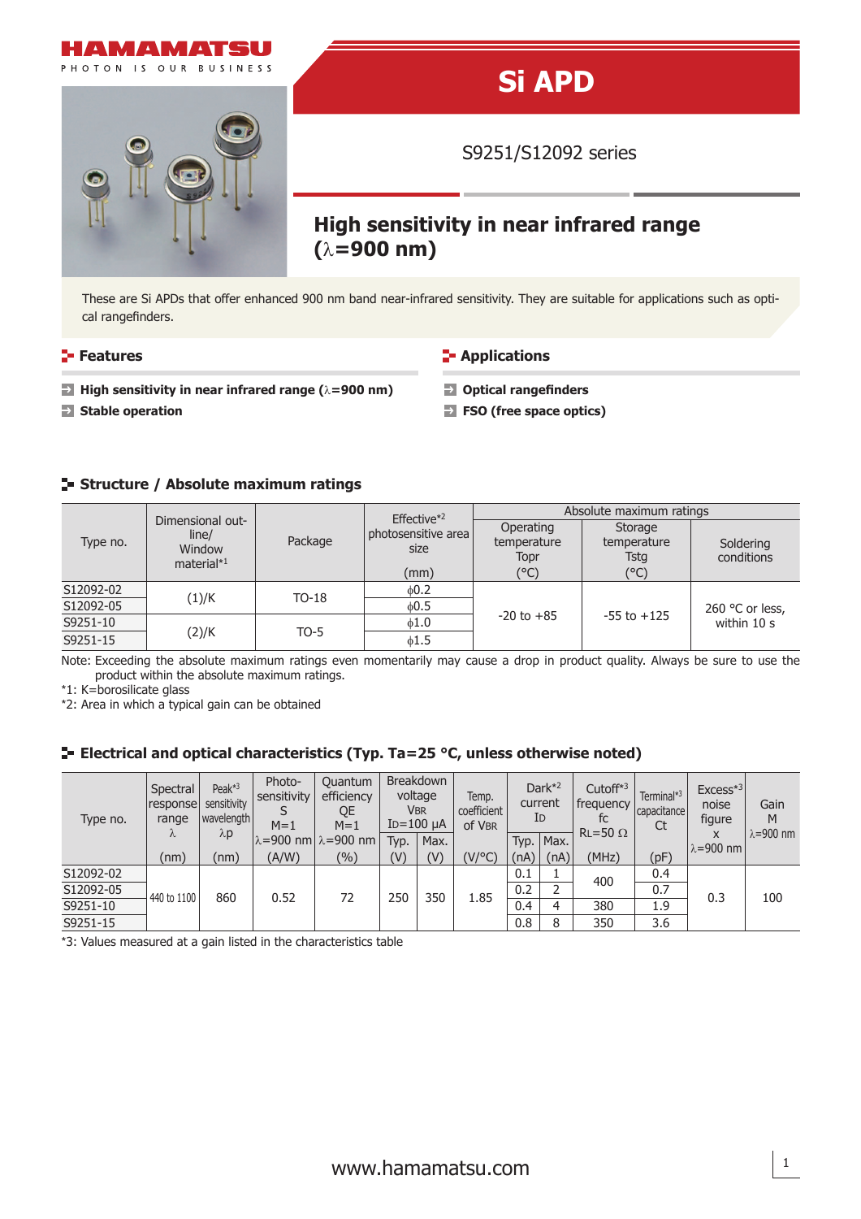HAMAMATSU

PHOTON IS OUR BUSINESS

# Si APD

S9251/S12092 series

## High sensitivity in near infrared range (λ=900 nm)

These are Si APDs that offer enhanced 900 nm band near-infrared sensitivity. They are suitable for applications such as optical rangefinders.

### Features

- **High sensitivity in near infrared range (λ=900 nm)**
- **Stable operation**

### Applications

- **Optical rangefinders**
- **FSO (free space optics)**

### Structure / Absolute maximum ratings

| Type no. | Dimensional outline/ Window material*1 | Package | Effective*2 photosensitive area size (mm) | Absolute maximum ratings | | |
|---|---|---|---|---|---|---|
| | | | | Operating temperature Topr (°C) | Storage temperature Tstg (°C) | Soldering conditions |
| S12092-02 | (1)/K | TO-18 | ϕ0.2 | -20 to +85 | -55 to +125 | 260 °C or less, within 10 s |
| S12092-05 | | | ϕ0.5 | | | |
| S9251-10 | (2)/K | TO-5 | ϕ1.0 | | | |
| S9251-15 | | | ϕ1.5 | | | |

Note: Exceeding the absolute maximum ratings even momentarily may cause a drop in product quality. Always be sure to use the product within the absolute maximum ratings.

*1: K=borosilicate glass

*2: Area in which a typical gain can be obtained

### Electrical and optical characteristics (Typ. Ta=25 °C, unless otherwise noted)

| Type no. | Spectral response range λ (nm) | Peak*3 sensitivity wavelength λp (nm) | Photo-sensitivity S M=1 λ=900 nm (A/W) | Quantum efficiency QE M=1 λ=900 nm (%) | Breakdown voltage VBR ID=100 μA | | Temp. coefficient of VBR (V/°C) | Dark*2 current ID | | Cutoff*3 frequency fc RL=50 Ω (MHz) | Terminal*3 capacitance Ct (pF) | Excess*3 noise figure x λ=900 nm | Gain M λ=900 nm |
|---|---|---|---|---|---|---|---|---|---|---|---|---|---|
| | | | | | Typ. (V) | Max. (V) | | Typ. (nA) | Max. (nA) | | | | |
| S12092-02 | 440 to 1100 | 860 | 0.52 | 72 | 250 | 350 | 1.85 | 0.1 | 1 | 400 | 0.4 | 0.3 | 100 |
| S12092-05 | | | | | | | | 0.2 | 2 | | 0.7 | | |
| S9251-10 | | | | | | | | 0.4 | 4 | 380 | 1.9 | | |
| S9251-15 | | | | | | | | 0.8 | 8 | 350 | 3.6 | | |

*3: Values measured at a gain listed in the characteristics table

www.hamamatsu.com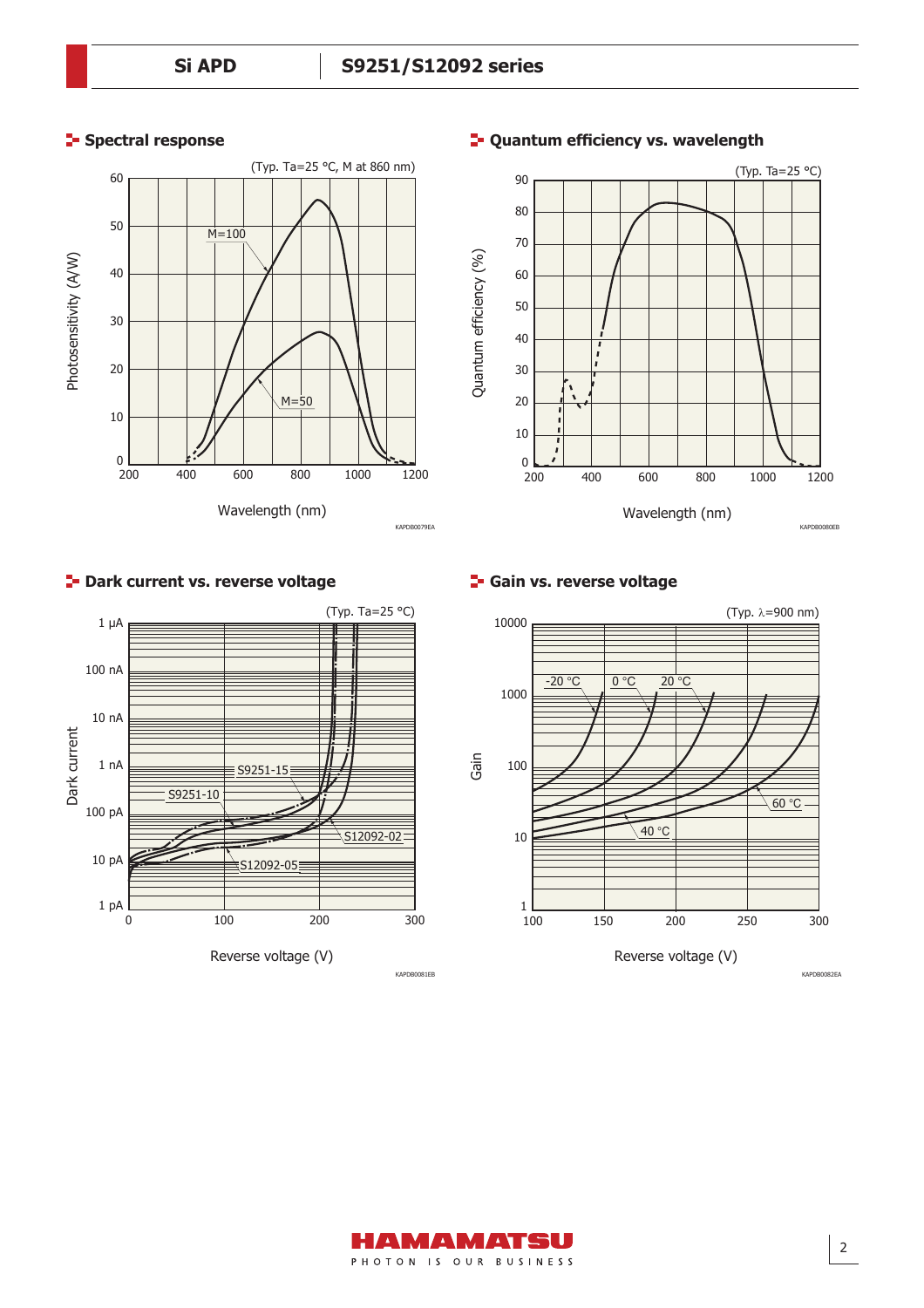## Spectral response

(Typ. Ta=25 °C, M at 860 nm)

KAPDB0079EA

## Quantum efficiency vs. wavelength

(Typ. Ta=25 °C)

KAPDB0080EB

## Dark current vs. reverse voltage

(Typ. Ta=25 °C)

KAPDB0081EB

## Gain vs. reverse voltage

(Typ. λ=900 nm)

KAPDB0082EA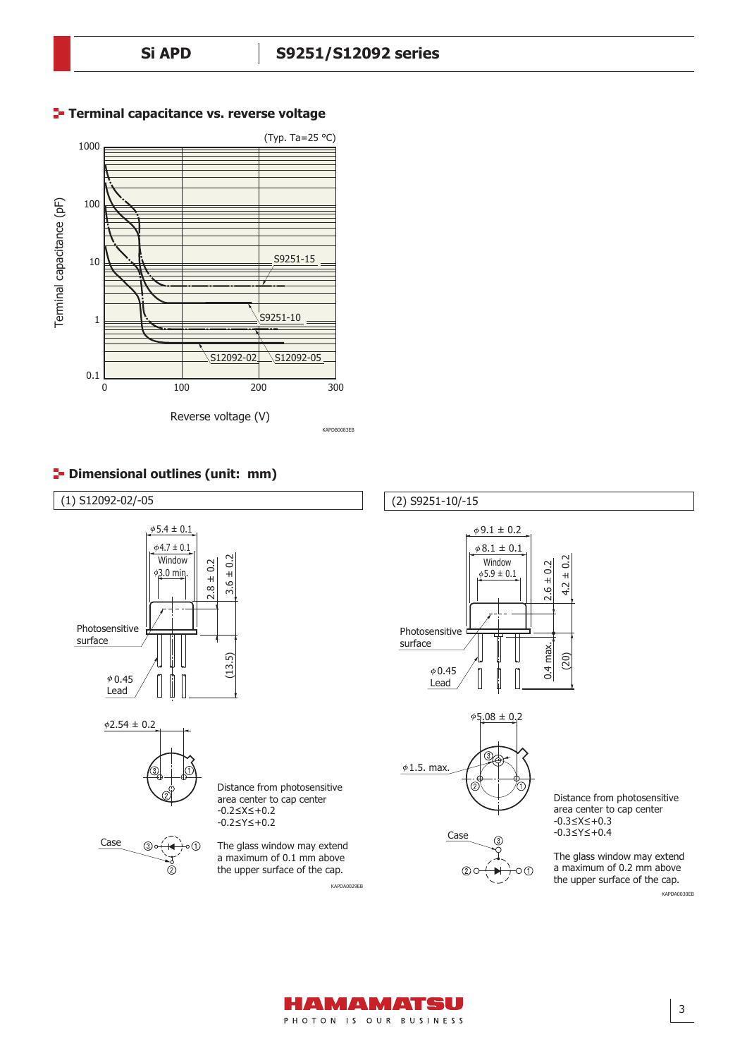## Terminal capacitance vs. reverse voltage

(Typ. Ta=25 °C)

Terminal capacitance (pF)

Reverse voltage (V)

S9251-15, S9251-10, S12092-02, S12092-05

KAPDB0083EB

## Dimensional outlines (unit: mm)

### (1) S12092-02/-05

$\phi$5.4 ± 0.1

$\phi$4.7 ± 0.1

Window $\phi$3.0 min.

2.8 ± 0.2

3.6 ± 0.2

Photosensitive surface

(13.5)

$\phi$0.45 Lead

$\phi$2.54 ± 0.2

Case

Distance from photosensitive area center to cap center
-0.2≤X≤+0.2
-0.2≤Y≤+0.2

The glass window may extend a maximum of 0.1 mm above the upper surface of the cap.

KAPDA0029EB

### (2) S9251-10/-15

$\phi$9.1 ± 0.2

$\phi$8.1 ± 0.1

Window $\phi$5.9 ± 0.1

2.6 ± 0.2

4.2 ± 0.2

Photosensitive surface

0.4 max.

(20)

$\phi$0.45 Lead

$\phi$5.08 ± 0.2

$\phi$1.5. max.

Case

Distance from photosensitive area center to cap center
-0.3≤X≤+0.3
-0.3≤Y≤+0.4

The glass window may extend a maximum of 0.2 mm above the upper surface of the cap.

KAPDA0030EB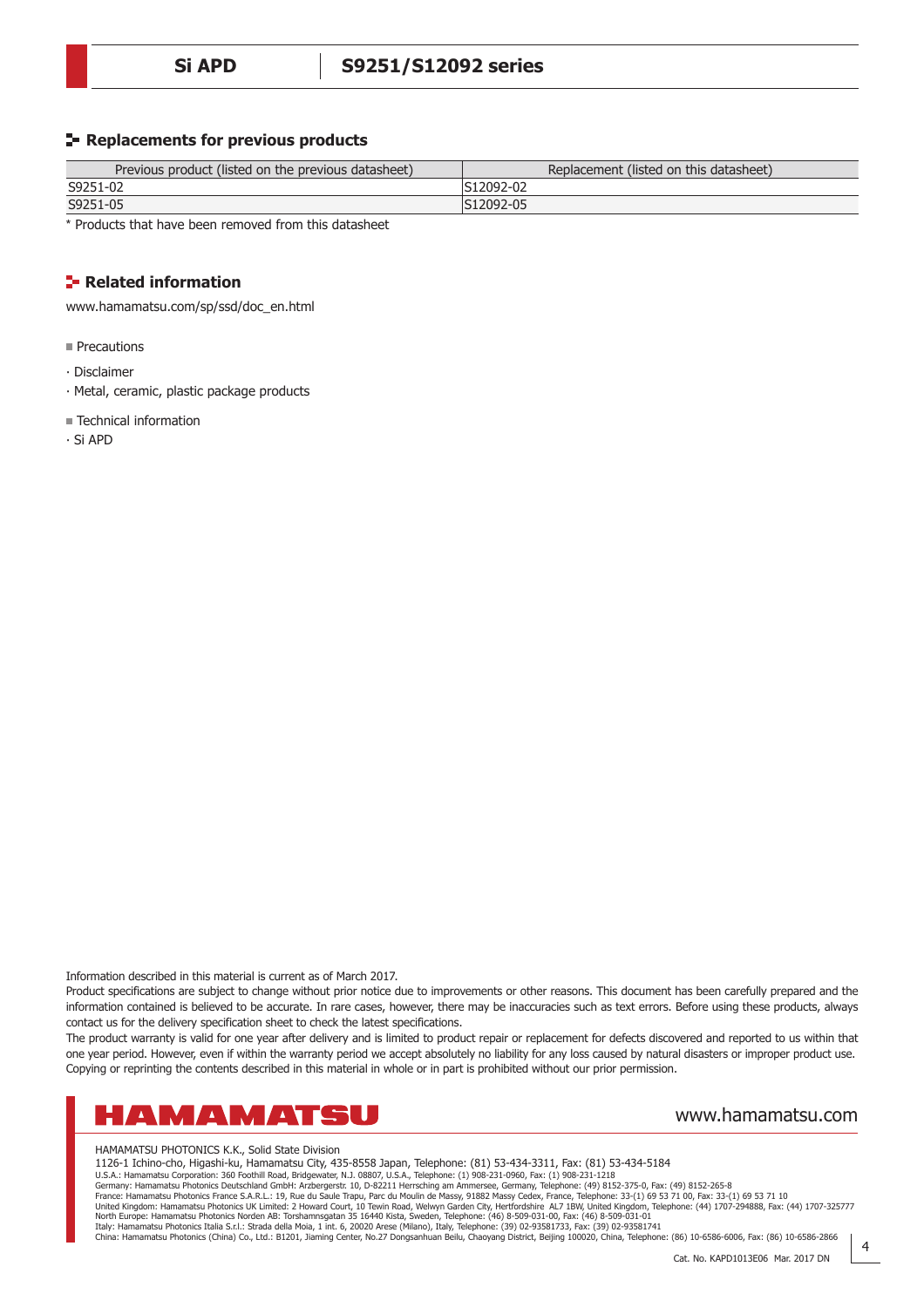## Replacements for previous products

| Previous product (listed on the previous datasheet) | Replacement (listed on this datasheet) |
|---|---|
| S9251-02 | S12092-02 |
| S9251-05 | S12092-05 |

* Products that have been removed from this datasheet

## Related information

www.hamamatsu.com/sp/ssd/doc_en.html

■ Precautions

· Disclaimer

· Metal, ceramic, plastic package products

■ Technical information

· Si APD

Information described in this material is current as of March 2017.

Product specifications are subject to change without prior notice due to improvements or other reasons. This document has been carefully prepared and the information contained is believed to be accurate. In rare cases, however, there may be inaccuracies such as text errors. Before using these products, always contact us for the delivery specification sheet to check the latest specifications.

The product warranty is valid for one year after delivery and is limited to product repair or replacement for defects discovered and reported to us within that one year period. However, even if within the warranty period we accept absolutely no liability for any loss caused by natural disasters or improper product use. Copying or reprinting the contents described in this material in whole or in part is prohibited without our prior permission.

**HAMAMATSU**

www.hamamatsu.com

HAMAMATSU PHOTONICS K.K., Solid State Division

1126-1 Ichino-cho, Higashi-ku, Hamamatsu City, 435-8558 Japan, Telephone: (81) 53-434-3311, Fax: (81) 53-434-5184

U.S.A.: Hamamatsu Corporation: 360 Foothill Road, Bridgewater, N.J. 08807, U.S.A., Telephone: (1) 908-231-0960, Fax: (1) 908-231-1218

Germany: Hamamatsu Photonics Deutschland GmbH: Arzbergerstr. 10, D-82211 Herrsching am Ammersee, Germany, Telephone: (49) 8152-375-0, Fax: (49) 8152-265-8

France: Hamamatsu Photonics France S.A.R.L.: 19, Rue du Saule Trapu, Parc du Moulin de Massy, 91882 Massy Cedex, France, Telephone: 33-(1) 69 53 71 00, Fax: 33-(1) 69 53 71 10

United Kingdom: Hamamatsu Photonics UK Limited: 2 Howard Court, 10 Tewin Road, Welwyn Garden City, Hertfordshire AL7 1BW, United Kingdom, Telephone: (44) 1707-294888, Fax: (44) 1707-325777

North Europe: Hamamatsu Photonics Norden AB: Torshamnsgatan 35 16440 Kista, Sweden, Telephone: (46) 8-509-031-00, Fax: (46) 8-509-031-01

Italy: Hamamatsu Photonics Italia S.r.l.: Strada della Moia, 1 int. 6, 20020 Arese (Milano), Italy, Telephone: (39) 02-93581733, Fax: (39) 02-93581741

China: Hamamatsu Photonics (China) Co., Ltd.: B1201, Jiaming Center, No.27 Dongsanhuan Beilu, Chaoyang District, Beijing 100020, China, Telephone: (86) 10-6586-6006, Fax: (86) 10-6586-2866

Cat. No. KAPD1013E06 Mar. 2017 DN